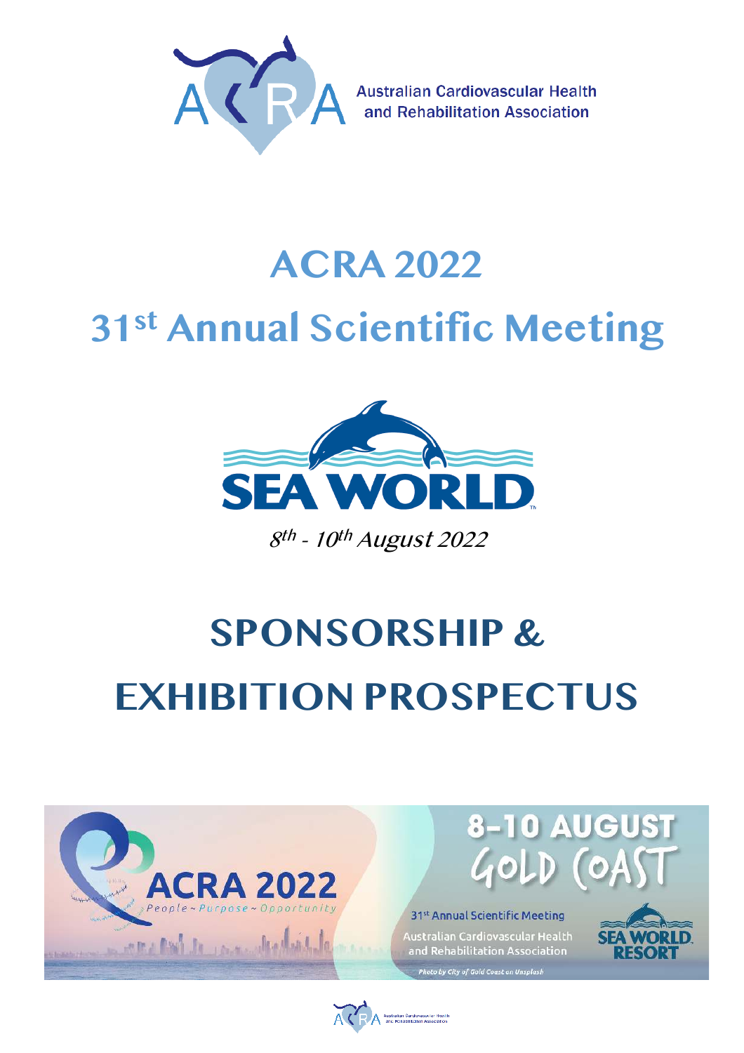Australian Cardiovascular Health and Rehabilitation Association

# ACRA 2022

# 31st Annual Scientific Meeting

SEA WORLD

*8th - 10th August 2022*

# SPONSORSHIP & EXHIBITION PROSPECTUS

ACRA 2022

People ~ Purpose ~ Opportunity

8-10 AUGUST

GOLD COAST

31st Annual Scientific Meeting

Australian Cardiovascular Health and Rehabilitation Association

SEA WORLD RESORT

*Photo by City of Gold Coast on Unsplash*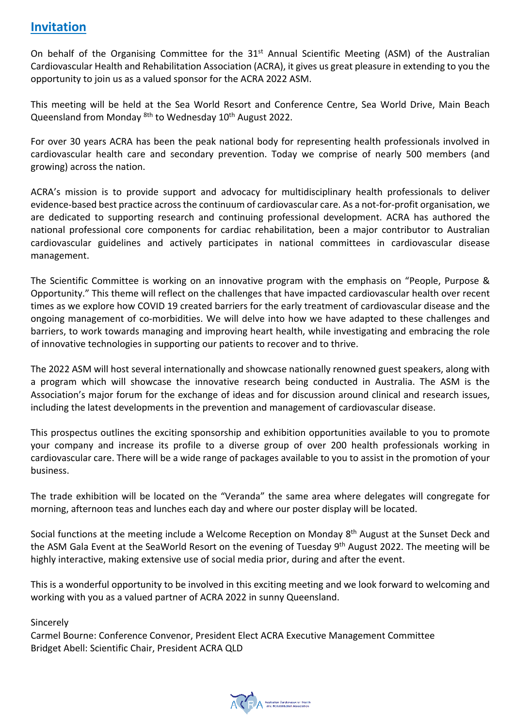## Invitation

On behalf of the Organising Committee for the 31st Annual Scientific Meeting (ASM) of the Australian Cardiovascular Health and Rehabilitation Association (ACRA), it gives us great pleasure in extending to you the opportunity to join us as a valued sponsor for the ACRA 2022 ASM.

This meeting will be held at the Sea World Resort and Conference Centre, Sea World Drive, Main Beach Queensland from Monday 8th to Wednesday 10th August 2022.

For over 30 years ACRA has been the peak national body for representing health professionals involved in cardiovascular health care and secondary prevention. Today we comprise of nearly 500 members (and growing) across the nation.

ACRA's mission is to provide support and advocacy for multidisciplinary health professionals to deliver evidence-based best practice across the continuum of cardiovascular care. As a not-for-profit organisation, we are dedicated to supporting research and continuing professional development. ACRA has authored the national professional core components for cardiac rehabilitation, been a major contributor to Australian cardiovascular guidelines and actively participates in national committees in cardiovascular disease management.

The Scientific Committee is working on an innovative program with the emphasis on "People, Purpose & Opportunity." This theme will reflect on the challenges that have impacted cardiovascular health over recent times as we explore how COVID 19 created barriers for the early treatment of cardiovascular disease and the ongoing management of co-morbidities. We will delve into how we have adapted to these challenges and barriers, to work towards managing and improving heart health, while investigating and embracing the role of innovative technologies in supporting our patients to recover and to thrive.

The 2022 ASM will host several internationally and showcase nationally renowned guest speakers, along with a program which will showcase the innovative research being conducted in Australia. The ASM is the Association's major forum for the exchange of ideas and for discussion around clinical and research issues, including the latest developments in the prevention and management of cardiovascular disease.

This prospectus outlines the exciting sponsorship and exhibition opportunities available to you to promote your company and increase its profile to a diverse group of over 200 health professionals working in cardiovascular care. There will be a wide range of packages available to you to assist in the promotion of your business.

The trade exhibition will be located on the "Veranda" the same area where delegates will congregate for morning, afternoon teas and lunches each day and where our poster display will be located.

Social functions at the meeting include a Welcome Reception on Monday 8th August at the Sunset Deck and the ASM Gala Event at the SeaWorld Resort on the evening of Tuesday 9th August 2022. The meeting will be highly interactive, making extensive use of social media prior, during and after the event.

This is a wonderful opportunity to be involved in this exciting meeting and we look forward to welcoming and working with you as a valued partner of ACRA 2022 in sunny Queensland.

Sincerely
Carmel Bourne: Conference Convenor, President Elect ACRA Executive Management Committee
Bridget Abell: Scientific Chair, President ACRA QLD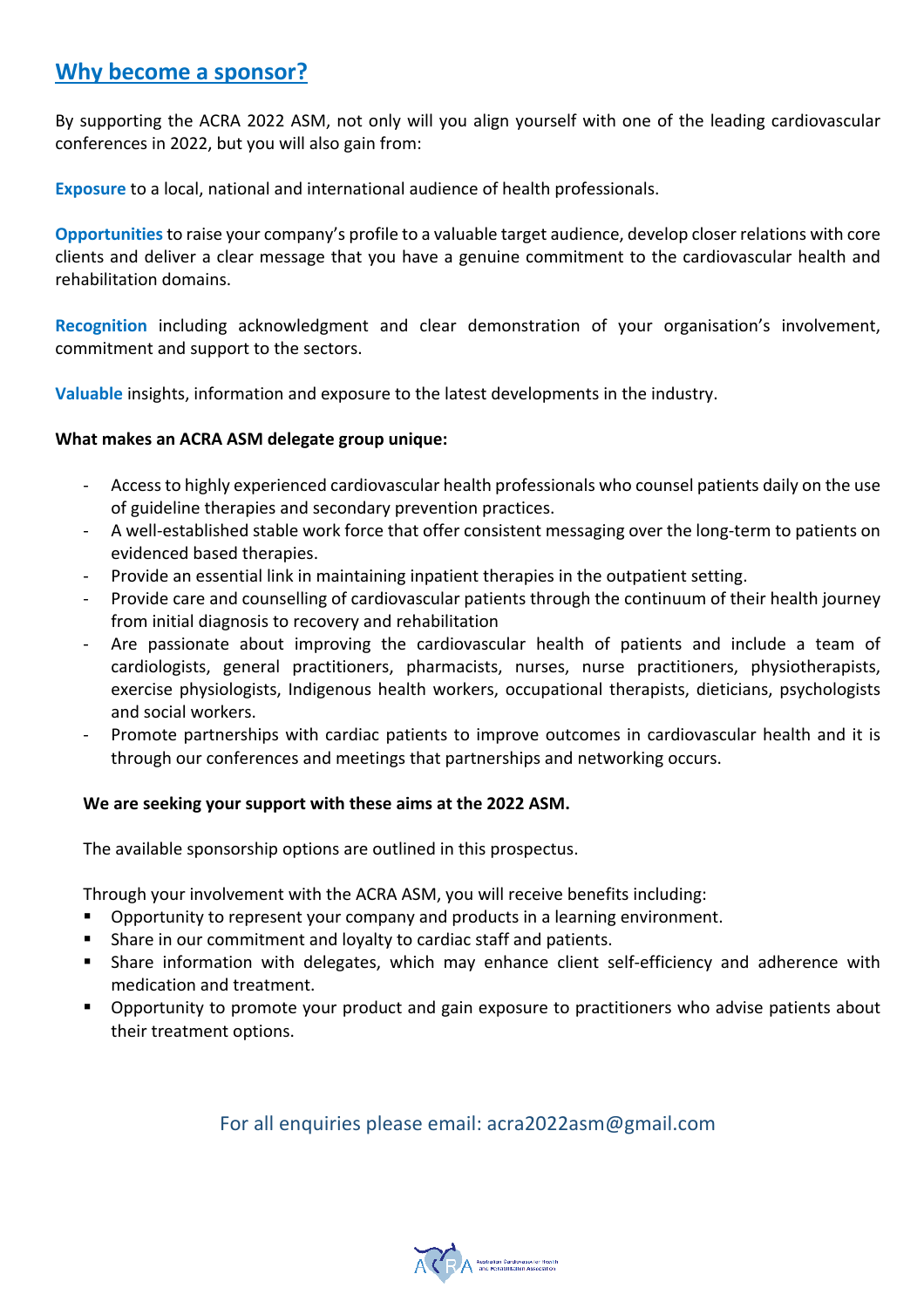## Why become a sponsor?

By supporting the ACRA 2022 ASM, not only will you align yourself with one of the leading cardiovascular conferences in 2022, but you will also gain from:

**Exposure** to a local, national and international audience of health professionals.

**Opportunities** to raise your company's profile to a valuable target audience, develop closer relations with core clients and deliver a clear message that you have a genuine commitment to the cardiovascular health and rehabilitation domains.

**Recognition** including acknowledgment and clear demonstration of your organisation's involvement, commitment and support to the sectors.

**Valuable** insights, information and exposure to the latest developments in the industry.

**What makes an ACRA ASM delegate group unique:**

- Access to highly experienced cardiovascular health professionals who counsel patients daily on the use of guideline therapies and secondary prevention practices.
- A well-established stable work force that offer consistent messaging over the long-term to patients on evidenced based therapies.
- Provide an essential link in maintaining inpatient therapies in the outpatient setting.
- Provide care and counselling of cardiovascular patients through the continuum of their health journey from initial diagnosis to recovery and rehabilitation
- Are passionate about improving the cardiovascular health of patients and include a team of cardiologists, general practitioners, pharmacists, nurses, nurse practitioners, physiotherapists, exercise physiologists, Indigenous health workers, occupational therapists, dieticians, psychologists and social workers.
- Promote partnerships with cardiac patients to improve outcomes in cardiovascular health and it is through our conferences and meetings that partnerships and networking occurs.

**We are seeking your support with these aims at the 2022 ASM.**

The available sponsorship options are outlined in this prospectus.

Through your involvement with the ACRA ASM, you will receive benefits including:

- Opportunity to represent your company and products in a learning environment.
- Share in our commitment and loyalty to cardiac staff and patients.
- Share information with delegates, which may enhance client self-efficiency and adherence with medication and treatment.
- Opportunity to promote your product and gain exposure to practitioners who advise patients about their treatment options.

For all enquiries please email: acra2022asm@gmail.com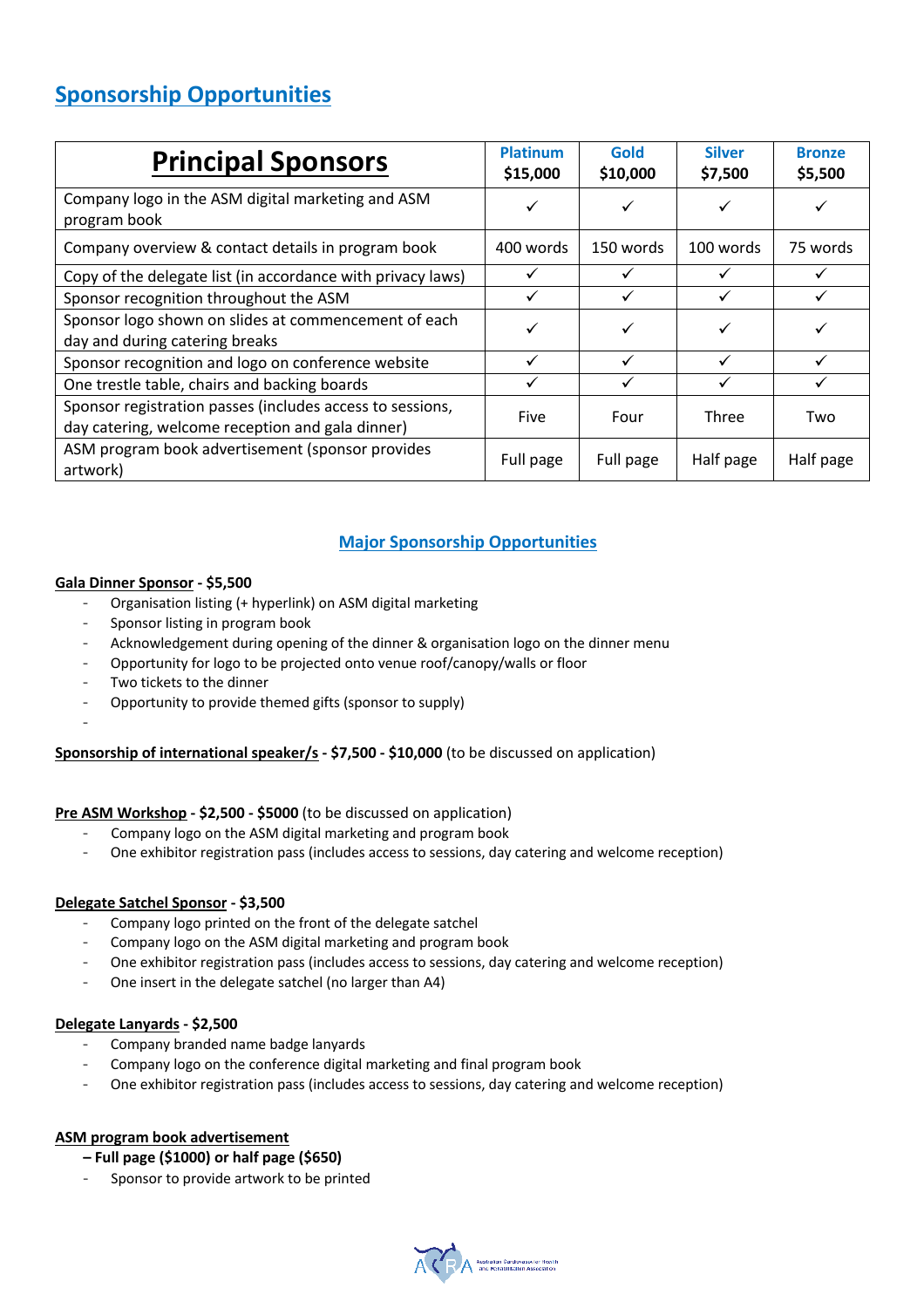## Sponsorship Opportunities

| **Principal Sponsors** | **Platinum $15,000** | **Gold $10,000** | **Silver $7,500** | **Bronze $5,500** |
| --- | --- | --- | --- | --- |
| Company logo in the ASM digital marketing and ASM program book | ✓ | ✓ | ✓ | ✓ |
| Company overview & contact details in program book | 400 words | 150 words | 100 words | 75 words |
| Copy of the delegate list (in accordance with privacy laws) | ✓ | ✓ | ✓ | ✓ |
| Sponsor recognition throughout the ASM | ✓ | ✓ | ✓ | ✓ |
| Sponsor logo shown on slides at commencement of each day and during catering breaks | ✓ | ✓ | ✓ | ✓ |
| Sponsor recognition and logo on conference website | ✓ | ✓ | ✓ | ✓ |
| One trestle table, chairs and backing boards | ✓ | ✓ | ✓ | ✓ |
| Sponsor registration passes (includes access to sessions, day catering, welcome reception and gala dinner) | Five | Four | Three | Two |
| ASM program book advertisement (sponsor provides artwork) | Full page | Full page | Half page | Half page |

### Major Sponsorship Opportunities

**Gala Dinner Sponsor - $5,500**

- Organisation listing (+ hyperlink) on ASM digital marketing
- Sponsor listing in program book
- Acknowledgement during opening of the dinner & organisation logo on the dinner menu
- Opportunity for logo to be projected onto venue roof/canopy/walls or floor
- Two tickets to the dinner
- Opportunity to provide themed gifts (sponsor to supply)

**Sponsorship of international speaker/s - $7,500 - $10,000** (to be discussed on application)

**Pre ASM Workshop - $2,500 - $5000** (to be discussed on application)

- Company logo on the ASM digital marketing and program book
- One exhibitor registration pass (includes access to sessions, day catering and welcome reception)

**Delegate Satchel Sponsor - $3,500**

- Company logo printed on the front of the delegate satchel
- Company logo on the ASM digital marketing and program book
- One exhibitor registration pass (includes access to sessions, day catering and welcome reception)
- One insert in the delegate satchel (no larger than A4)

**Delegate Lanyards - $2,500**

- Company branded name badge lanyards
- Company logo on the conference digital marketing and final program book
- One exhibitor registration pass (includes access to sessions, day catering and welcome reception)

**ASM program book advertisement**

**– Full page ($1000) or half page ($650)**

- Sponsor to provide artwork to be printed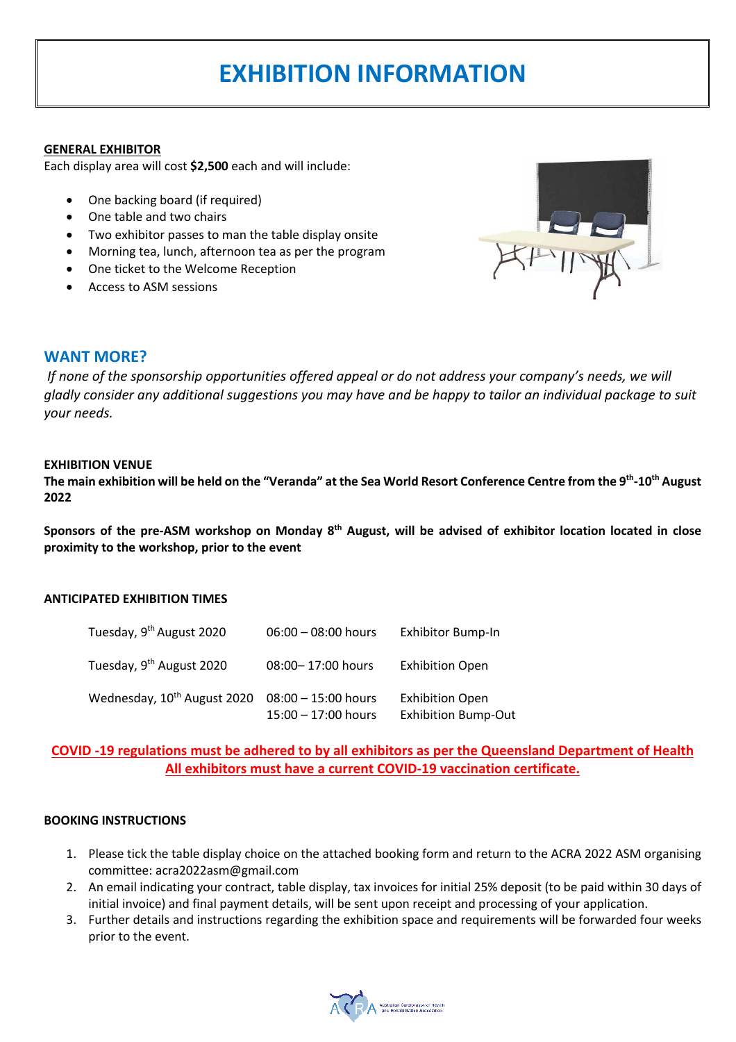# EXHIBITION INFORMATION

**GENERAL EXHIBITOR**

Each display area will cost **$2,500** each and will include:

- One backing board (if required)
- One table and two chairs
- Two exhibitor passes to man the table display onsite
- Morning tea, lunch, afternoon tea as per the program
- One ticket to the Welcome Reception
- Access to ASM sessions

## WANT MORE?

*If none of the sponsorship opportunities offered appeal or do not address your company's needs, we will gladly consider any additional suggestions you may have and be happy to tailor an individual package to suit your needs.*

**EXHIBITION VENUE**

**The main exhibition will be held on the "Veranda" at the Sea World Resort Conference Centre from the 9th-10th August 2022**

**Sponsors of the pre-ASM workshop on Monday 8th August, will be advised of exhibitor location located in close proximity to the workshop, prior to the event**

**ANTICIPATED EXHIBITION TIMES**

| | | |
|---|---|---|
| Tuesday, 9th August 2020 | 06:00 – 08:00 hours | Exhibitor Bump-In |
| Tuesday, 9th August 2020 | 08:00– 17:00 hours | Exhibition Open |
| Wednesday, 10th August 2020 | 08:00 – 15:00 hours<br>15:00 – 17:00 hours | Exhibition Open<br>Exhibition Bump-Out |

**COVID -19 regulations must be adhered to by all exhibitors as per the Queensland Department of Health**
**All exhibitors must have a current COVID-19 vaccination certificate.**

**BOOKING INSTRUCTIONS**

1. Please tick the table display choice on the attached booking form and return to the ACRA 2022 ASM organising committee: acra2022asm@gmail.com
2. An email indicating your contract, table display, tax invoices for initial 25% deposit (to be paid within 30 days of initial invoice) and final payment details, will be sent upon receipt and processing of your application.
3. Further details and instructions regarding the exhibition space and requirements will be forwarded four weeks prior to the event.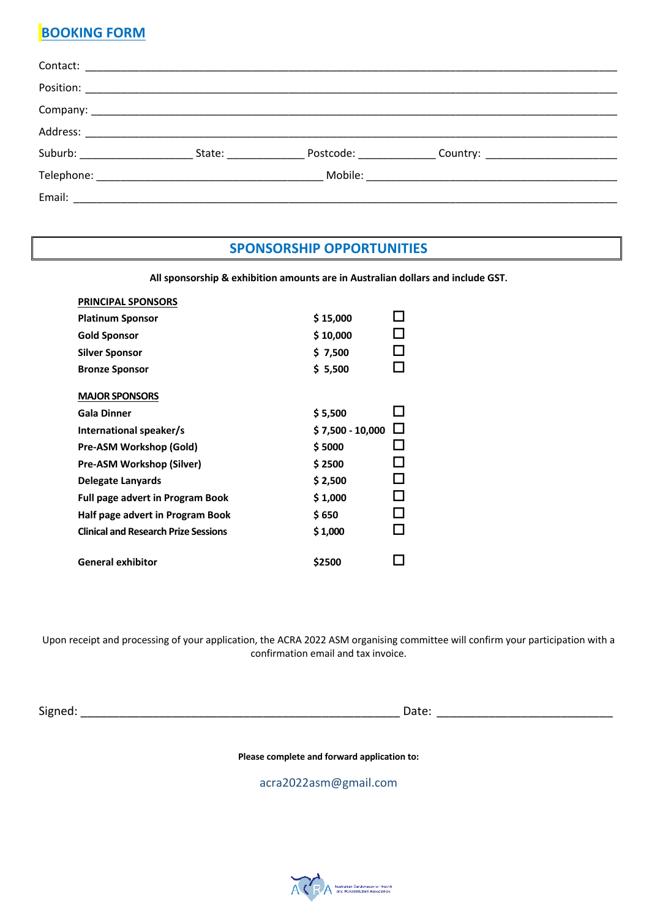## BOOKING FORM

Contact: ______________________________________________

Position: ______________________________________________

Company: ______________________________________________

Address: ______________________________________________

Suburb: ________________ State: ____________ Postcode: ____________ Country: ____________________

Telephone: ________________________________ Mobile: ________________________________

Email: ______________________________________________

## SPONSORSHIP OPPORTUNITIES

**All sponsorship & exhibition amounts are in Australian dollars and include GST.**

| | | |
|---|---|---|
| **PRINCIPAL SPONSORS** | | |
| **Platinum Sponsor** | **$ 15,000** | ☐ |
| **Gold Sponsor** | **$ 10,000** | ☐ |
| **Silver Sponsor** | **$ 7,500** | ☐ |
| **Bronze Sponsor** | **$ 5,500** | ☐ |
| **MAJOR SPONSORS** | | |
| **Gala Dinner** | **$ 5,500** | ☐ |
| **International speaker/s** | **$ 7,500 - 10,000** | ☐ |
| **Pre-ASM Workshop (Gold)** | **$ 5000** | ☐ |
| **Pre-ASM Workshop (Silver)** | **$ 2500** | ☐ |
| **Delegate Lanyards** | **$ 2,500** | ☐ |
| **Full page advert in Program Book** | **$ 1,000** | ☐ |
| **Half page advert in Program Book** | **$ 650** | ☐ |
| **Clinical and Research Prize Sessions** | **$ 1,000** | ☐ |
| **General exhibitor** | **$2500** | ☐ |

Upon receipt and processing of your application, the ACRA 2022 ASM organising committee will confirm your participation with a confirmation email and tax invoice.

Signed: ________________________________________ Date: ______________________

**Please complete and forward application to:**

acra2022asm@gmail.com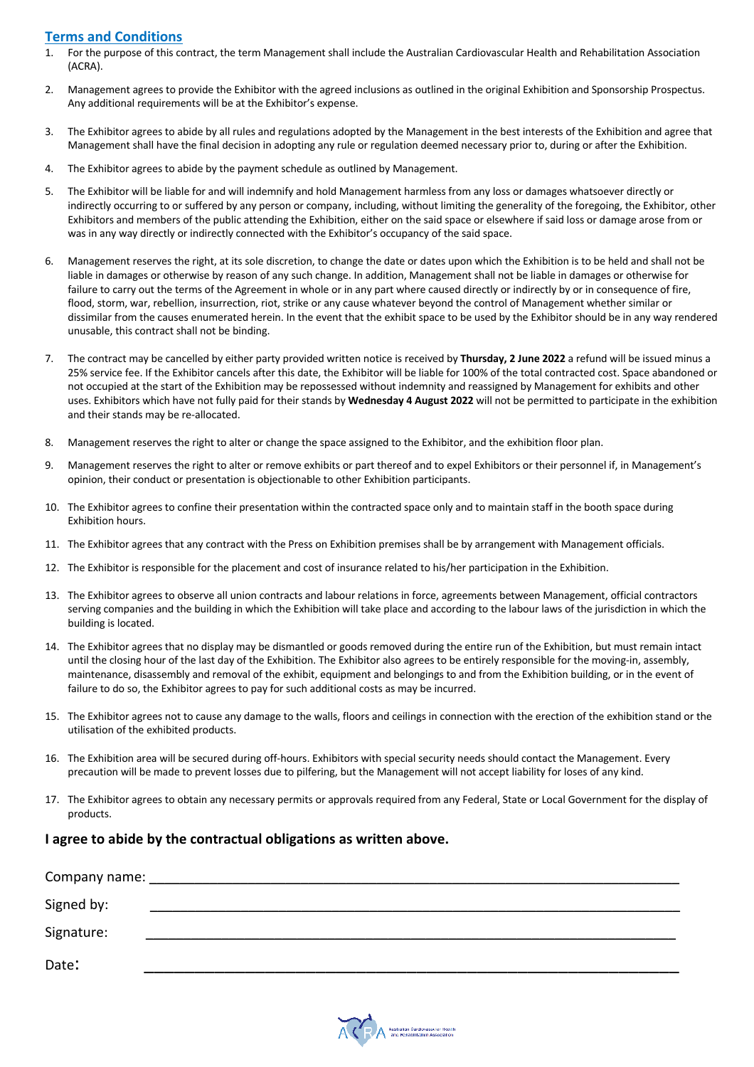## Terms and Conditions

1. For the purpose of this contract, the term Management shall include the Australian Cardiovascular Health and Rehabilitation Association (ACRA).

2. Management agrees to provide the Exhibitor with the agreed inclusions as outlined in the original Exhibition and Sponsorship Prospectus. Any additional requirements will be at the Exhibitor's expense.

3. The Exhibitor agrees to abide by all rules and regulations adopted by the Management in the best interests of the Exhibition and agree that Management shall have the final decision in adopting any rule or regulation deemed necessary prior to, during or after the Exhibition.

4. The Exhibitor agrees to abide by the payment schedule as outlined by Management.

5. The Exhibitor will be liable for and will indemnify and hold Management harmless from any loss or damages whatsoever directly or indirectly occurring to or suffered by any person or company, including, without limiting the generality of the foregoing, the Exhibitor, other Exhibitors and members of the public attending the Exhibition, either on the said space or elsewhere if said loss or damage arose from or was in any way directly or indirectly connected with the Exhibitor's occupancy of the said space.

6. Management reserves the right, at its sole discretion, to change the date or dates upon which the Exhibition is to be held and shall not be liable in damages or otherwise by reason of any such change. In addition, Management shall not be liable in damages or otherwise for failure to carry out the terms of the Agreement in whole or in any part where caused directly or indirectly by or in consequence of fire, flood, storm, war, rebellion, insurrection, riot, strike or any cause whatever beyond the control of Management whether similar or dissimilar from the causes enumerated herein. In the event that the exhibit space to be used by the Exhibitor should be in any way rendered unusable, this contract shall not be binding.

7. The contract may be cancelled by either party provided written notice is received by **Thursday, 2 June 2022** a refund will be issued minus a 25% service fee. If the Exhibitor cancels after this date, the Exhibitor will be liable for 100% of the total contracted cost. Space abandoned or not occupied at the start of the Exhibition may be repossessed without indemnity and reassigned by Management for exhibits and other uses. Exhibitors which have not fully paid for their stands by **Wednesday 4 August 2022** will not be permitted to participate in the exhibition and their stands may be re-allocated.

8. Management reserves the right to alter or change the space assigned to the Exhibitor, and the exhibition floor plan.

9. Management reserves the right to alter or remove exhibits or part thereof and to expel Exhibitors or their personnel if, in Management's opinion, their conduct or presentation is objectionable to other Exhibition participants.

10. The Exhibitor agrees to confine their presentation within the contracted space only and to maintain staff in the booth space during Exhibition hours.

11. The Exhibitor agrees that any contract with the Press on Exhibition premises shall be by arrangement with Management officials.

12. The Exhibitor is responsible for the placement and cost of insurance related to his/her participation in the Exhibition.

13. The Exhibitor agrees to observe all union contracts and labour relations in force, agreements between Management, official contractors serving companies and the building in which the Exhibition will take place and according to the labour laws of the jurisdiction in which the building is located.

14. The Exhibitor agrees that no display may be dismantled or goods removed during the entire run of the Exhibition, but must remain intact until the closing hour of the last day of the Exhibition. The Exhibitor also agrees to be entirely responsible for the moving-in, assembly, maintenance, disassembly and removal of the exhibit, equipment and belongings to and from the Exhibition building, or in the event of failure to do so, the Exhibitor agrees to pay for such additional costs as may be incurred.

15. The Exhibitor agrees not to cause any damage to the walls, floors and ceilings in connection with the erection of the exhibition stand or the utilisation of the exhibited products.

16. The Exhibition area will be secured during off-hours. Exhibitors with special security needs should contact the Management. Every precaution will be made to prevent losses due to pilfering, but the Management will not accept liability for loses of any kind.

17. The Exhibitor agrees to obtain any necessary permits or approvals required from any Federal, State or Local Government for the display of products.

### I agree to abide by the contractual obligations as written above.

Company name: \_\_\_\_\_\_\_\_\_\_\_\_\_\_\_\_\_\_\_\_\_\_\_\_\_\_\_\_\_\_\_\_\_\_\_\_\_\_\_\_

Signed by: \_\_\_\_\_\_\_\_\_\_\_\_\_\_\_\_\_\_\_\_\_\_\_\_\_\_\_\_\_\_\_\_\_\_\_\_\_\_\_\_

Signature: \_\_\_\_\_\_\_\_\_\_\_\_\_\_\_\_\_\_\_\_\_\_\_\_\_\_\_\_\_\_\_\_\_\_\_\_\_\_\_\_

Date: \_\_\_\_\_\_\_\_\_\_\_\_\_\_\_\_\_\_\_\_\_\_\_\_\_\_\_\_\_\_\_\_\_\_\_\_\_\_\_\_

Australian Cardiovascular Health and Rehabilitation Association